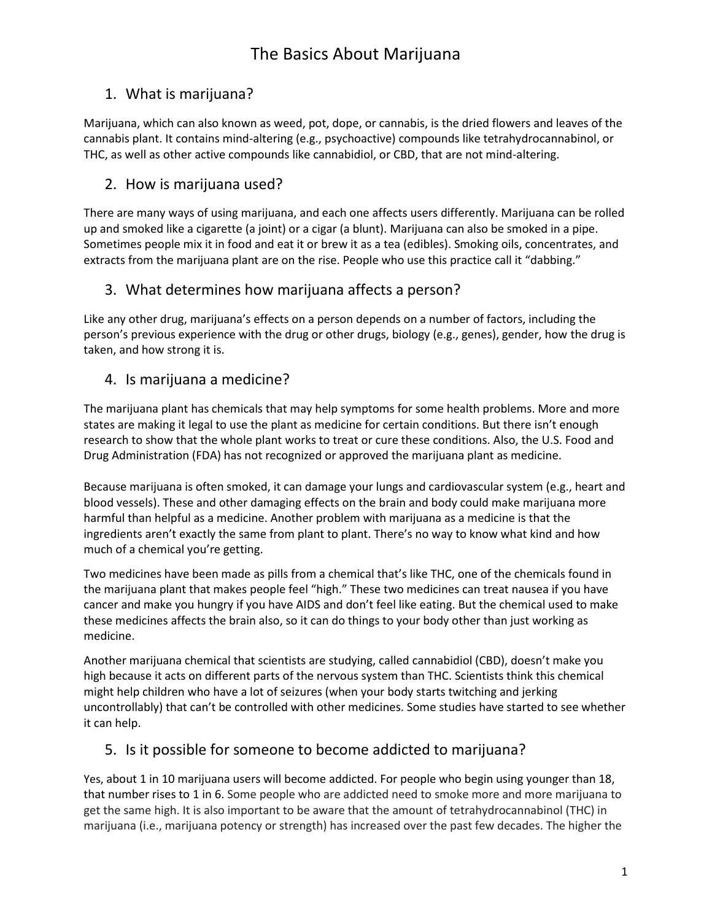# The Basics About Marijuana

## 1. What is marijuana?

Marijuana, which can also known as weed, pot, dope, or cannabis, is the dried flowers and leaves of the cannabis plant. It contains mind-altering (e.g., psychoactive) compounds like tetrahydrocannabinol, or THC, as well as other active compounds like cannabidiol, or CBD, that are not mind-altering.

## 2. How is marijuana used?

There are many ways of using marijuana, and each one affects users differently. Marijuana can be rolled up and smoked like a cigarette (a joint) or a cigar (a blunt). Marijuana can also be smoked in a pipe. Sometimes people mix it in food and eat it or brew it as a tea (edibles). Smoking oils, concentrates, and extracts from the marijuana plant are on the rise. People who use this practice call it "dabbing."

## 3. What determines how marijuana affects a person?

Like any other drug, marijuana's effects on a person depends on a number of factors, including the person's previous experience with the drug or other drugs, biology (e.g., genes), gender, how the drug is taken, and how strong it is.

## 4. Is marijuana a medicine?

The marijuana plant has chemicals that may help symptoms for some health problems. More and more states are making it legal to use the plant as medicine for certain conditions. But there isn't enough research to show that the whole plant works to treat or cure these conditions. Also, the U.S. Food and Drug Administration (FDA) has not recognized or approved the marijuana plant as medicine.

Because marijuana is often smoked, it can damage your lungs and cardiovascular system (e.g., heart and blood vessels). These and other damaging effects on the brain and body could make marijuana more harmful than helpful as a medicine. Another problem with marijuana as a medicine is that the ingredients aren't exactly the same from plant to plant. There's no way to know what kind and how much of a chemical you're getting.

Two medicines have been made as pills from a chemical that's like THC, one of the chemicals found in the marijuana plant that makes people feel "high." These two medicines can treat nausea if you have cancer and make you hungry if you have AIDS and don't feel like eating. But the chemical used to make these medicines affects the brain also, so it can do things to your body other than just working as medicine.

Another marijuana chemical that scientists are studying, called cannabidiol (CBD), doesn't make you high because it acts on different parts of the nervous system than THC. Scientists think this chemical might help children who have a lot of seizures (when your body starts twitching and jerking uncontrollably) that can't be controlled with other medicines. Some studies have started to see whether it can help.

## 5. Is it possible for someone to become addicted to marijuana?

Yes, about 1 in 10 marijuana users will become addicted. For people who begin using younger than 18, that number rises to 1 in 6. Some people who are addicted need to smoke more and more marijuana to get the same high. It is also important to be aware that the amount of tetrahydrocannabinol (THC) in marijuana (i.e., marijuana potency or strength) has increased over the past few decades. The higher the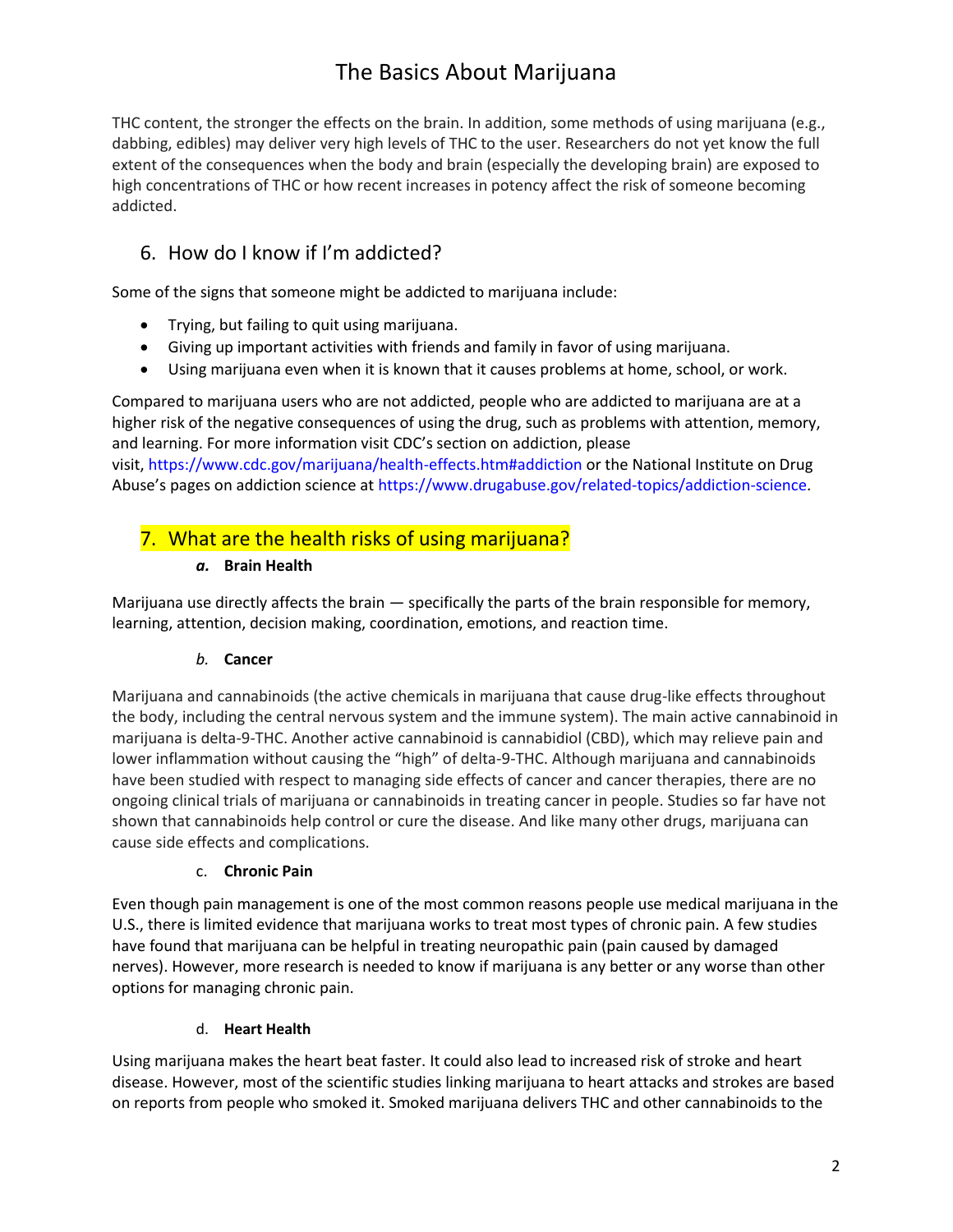THC content, the stronger the effects on the brain. In addition, some methods of using marijuana (e.g., dabbing, edibles) may deliver very high levels of THC to the user. Researchers do not yet know the full extent of the consequences when the body and brain (especially the developing brain) are exposed to high concentrations of THC or how recent increases in potency affect the risk of someone becoming addicted.

## 6. How do I know if I'm addicted?

Some of the signs that someone might be addicted to marijuana include:

- Trying, but failing to quit using marijuana.
- Giving up important activities with friends and family in favor of using marijuana.
- Using marijuana even when it is known that it causes problems at home, school, or work.

Compared to marijuana users who are not addicted, people who are addicted to marijuana are at a higher risk of the negative consequences of using the drug, such as problems with attention, memory, and learning. For more information visit CDC's section on addiction, please visit, https://www.cdc.gov/marijuana/health-effects.htm#addiction or the National Institute on Drug Abuse's pages on addiction science at https://www.drugabuse.gov/related-topics/addiction-science.

## 7. What are the health risks of using marijuana?

### *a.* Brain Health

Marijuana use directly affects the brain — specifically the parts of the brain responsible for memory, learning, attention, decision making, coordination, emotions, and reaction time.

### *b.* Cancer

Marijuana and cannabinoids (the active chemicals in marijuana that cause drug-like effects throughout the body, including the central nervous system and the immune system). The main active cannabinoid in marijuana is delta-9-THC. Another active cannabinoid is cannabidiol (CBD), which may relieve pain and lower inflammation without causing the "high" of delta-9-THC. Although marijuana and cannabinoids have been studied with respect to managing side effects of cancer and cancer therapies, there are no ongoing clinical trials of marijuana or cannabinoids in treating cancer in people. Studies so far have not shown that cannabinoids help control or cure the disease. And like many other drugs, marijuana can cause side effects and complications.

### c. Chronic Pain

Even though pain management is one of the most common reasons people use medical marijuana in the U.S., there is limited evidence that marijuana works to treat most types of chronic pain. A few studies have found that marijuana can be helpful in treating neuropathic pain (pain caused by damaged nerves). However, more research is needed to know if marijuana is any better or any worse than other options for managing chronic pain.

### d. Heart Health

Using marijuana makes the heart beat faster. It could also lead to increased risk of stroke and heart disease. However, most of the scientific studies linking marijuana to heart attacks and strokes are based on reports from people who smoked it. Smoked marijuana delivers THC and other cannabinoids to the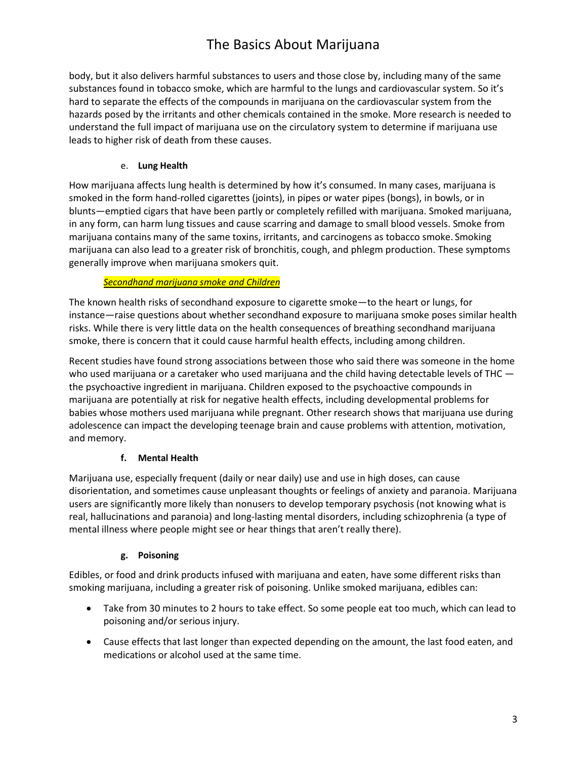body, but it also delivers harmful substances to users and those close by, including many of the same substances found in tobacco smoke, which are harmful to the lungs and cardiovascular system. So it's hard to separate the effects of the compounds in marijuana on the cardiovascular system from the hazards posed by the irritants and other chemicals contained in the smoke. More research is needed to understand the full impact of marijuana use on the circulatory system to determine if marijuana use leads to higher risk of death from these causes.

### e. **Lung Health**

How marijuana affects lung health is determined by how it's consumed. In many cases, marijuana is smoked in the form hand-rolled cigarettes (joints), in pipes or water pipes (bongs), in bowls, or in blunts—emptied cigars that have been partly or completely refilled with marijuana. Smoked marijuana, in any form, can harm lung tissues and cause scarring and damage to small blood vessels. Smoke from marijuana contains many of the same toxins, irritants, and carcinogens as tobacco smoke. Smoking marijuana can also lead to a greater risk of bronchitis, cough, and phlegm production. These symptoms generally improve when marijuana smokers quit.

#### *Secondhand marijuana smoke and Children*

The known health risks of secondhand exposure to cigarette smoke—to the heart or lungs, for instance—raise questions about whether secondhand exposure to marijuana smoke poses similar health risks. While there is very little data on the health consequences of breathing secondhand marijuana smoke, there is concern that it could cause harmful health effects, including among children.

Recent studies have found strong associations between those who said there was someone in the home who used marijuana or a caretaker who used marijuana and the child having detectable levels of THC — the psychoactive ingredient in marijuana. Children exposed to the psychoactive compounds in marijuana are potentially at risk for negative health effects, including developmental problems for babies whose mothers used marijuana while pregnant. Other research shows that marijuana use during adolescence can impact the developing teenage brain and cause problems with attention, motivation, and memory.

### f. **Mental Health**

Marijuana use, especially frequent (daily or near daily) use and use in high doses, can cause disorientation, and sometimes cause unpleasant thoughts or feelings of anxiety and paranoia. Marijuana users are significantly more likely than nonusers to develop temporary psychosis (not knowing what is real, hallucinations and paranoia) and long-lasting mental disorders, including schizophrenia (a type of mental illness where people might see or hear things that aren't really there).

### g. **Poisoning**

Edibles, or food and drink products infused with marijuana and eaten, have some different risks than smoking marijuana, including a greater risk of poisoning. Unlike smoked marijuana, edibles can:

- Take from 30 minutes to 2 hours to take effect. So some people eat too much, which can lead to poisoning and/or serious injury.
- Cause effects that last longer than expected depending on the amount, the last food eaten, and medications or alcohol used at the same time.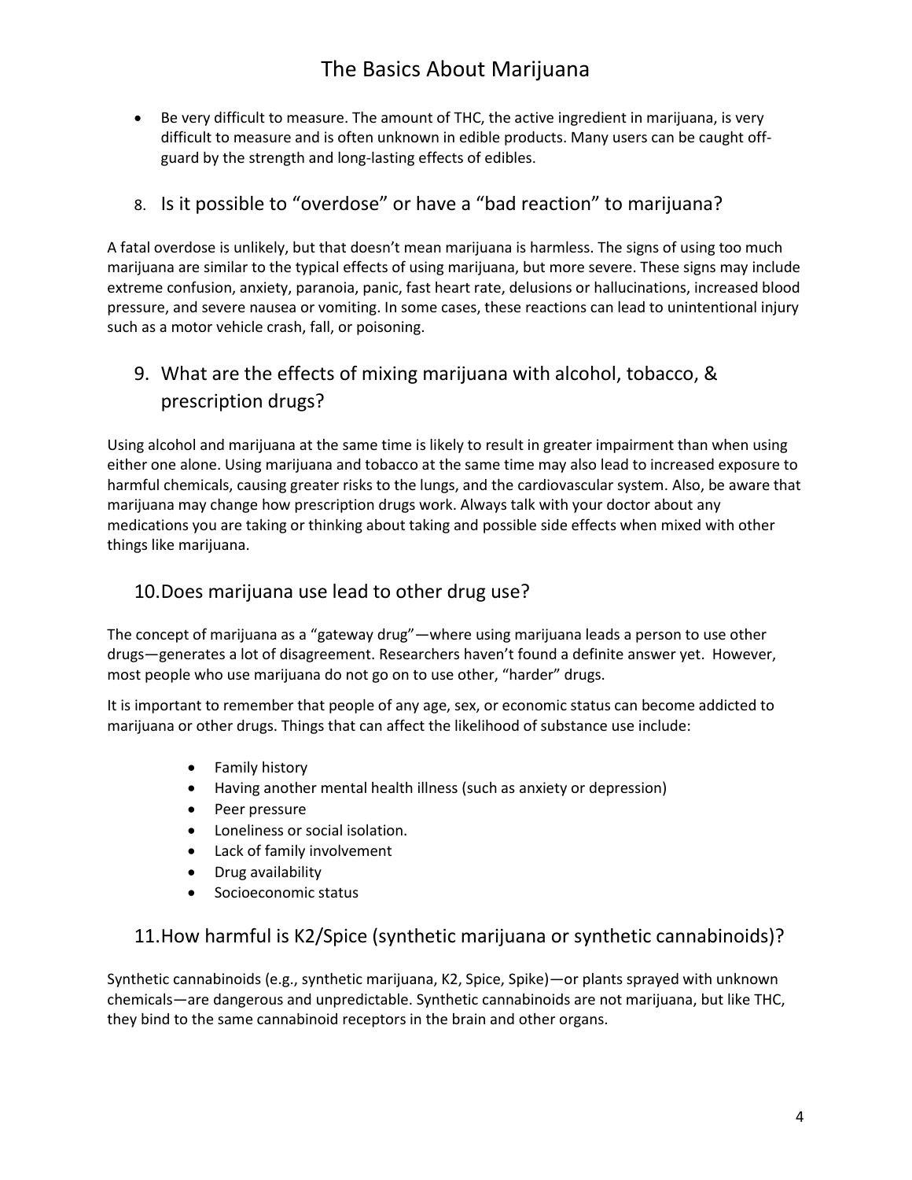- Be very difficult to measure. The amount of THC, the active ingredient in marijuana, is very difficult to measure and is often unknown in edible products. Many users can be caught off-guard by the strength and long-lasting effects of edibles.

## 8. Is it possible to "overdose" or have a "bad reaction" to marijuana?

A fatal overdose is unlikely, but that doesn't mean marijuana is harmless. The signs of using too much marijuana are similar to the typical effects of using marijuana, but more severe. These signs may include extreme confusion, anxiety, paranoia, panic, fast heart rate, delusions or hallucinations, increased blood pressure, and severe nausea or vomiting. In some cases, these reactions can lead to unintentional injury such as a motor vehicle crash, fall, or poisoning.

## 9. What are the effects of mixing marijuana with alcohol, tobacco, & prescription drugs?

Using alcohol and marijuana at the same time is likely to result in greater impairment than when using either one alone. Using marijuana and tobacco at the same time may also lead to increased exposure to harmful chemicals, causing greater risks to the lungs, and the cardiovascular system. Also, be aware that marijuana may change how prescription drugs work. Always talk with your doctor about any medications you are taking or thinking about taking and possible side effects when mixed with other things like marijuana.

## 10. Does marijuana use lead to other drug use?

The concept of marijuana as a "gateway drug"—where using marijuana leads a person to use other drugs—generates a lot of disagreement. Researchers haven't found a definite answer yet. However, most people who use marijuana do not go on to use other, "harder" drugs.

It is important to remember that people of any age, sex, or economic status can become addicted to marijuana or other drugs. Things that can affect the likelihood of substance use include:

- Family history
- Having another mental health illness (such as anxiety or depression)
- Peer pressure
- Loneliness or social isolation.
- Lack of family involvement
- Drug availability
- Socioeconomic status

## 11. How harmful is K2/Spice (synthetic marijuana or synthetic cannabinoids)?

Synthetic cannabinoids (e.g., synthetic marijuana, K2, Spice, Spike)—or plants sprayed with unknown chemicals—are dangerous and unpredictable. Synthetic cannabinoids are not marijuana, but like THC, they bind to the same cannabinoid receptors in the brain and other organs.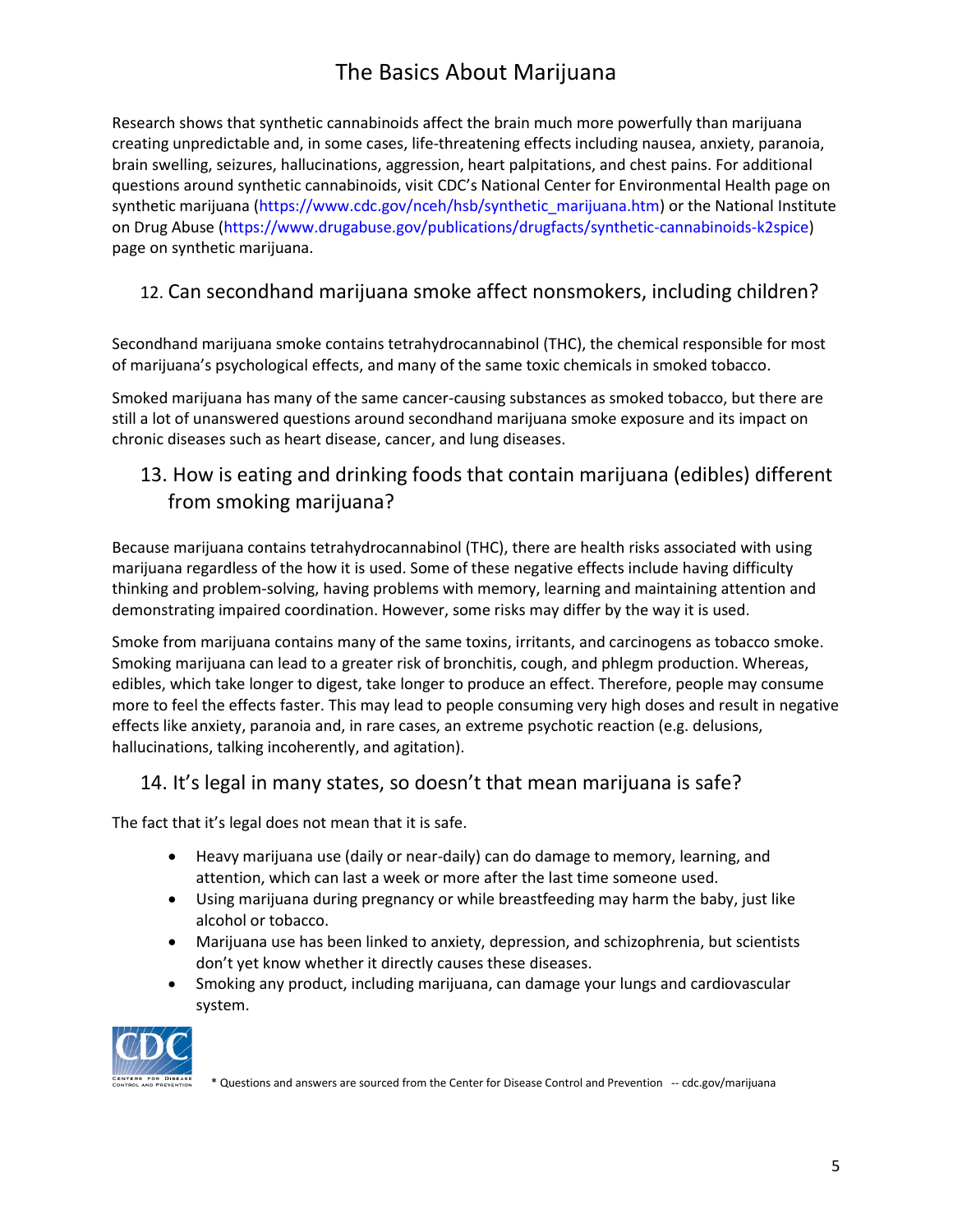Research shows that synthetic cannabinoids affect the brain much more powerfully than marijuana creating unpredictable and, in some cases, life-threatening effects including nausea, anxiety, paranoia, brain swelling, seizures, hallucinations, aggression, heart palpitations, and chest pains. For additional questions around synthetic cannabinoids, visit CDC's National Center for Environmental Health page on synthetic marijuana (https://www.cdc.gov/nceh/hsb/synthetic_marijuana.htm) or the National Institute on Drug Abuse (https://www.drugabuse.gov/publications/drugfacts/synthetic-cannabinoids-k2spice) page on synthetic marijuana.

## 12. Can secondhand marijuana smoke affect nonsmokers, including children?

Secondhand marijuana smoke contains tetrahydrocannabinol (THC), the chemical responsible for most of marijuana's psychological effects, and many of the same toxic chemicals in smoked tobacco.

Smoked marijuana has many of the same cancer-causing substances as smoked tobacco, but there are still a lot of unanswered questions around secondhand marijuana smoke exposure and its impact on chronic diseases such as heart disease, cancer, and lung diseases.

## 13. How is eating and drinking foods that contain marijuana (edibles) different from smoking marijuana?

Because marijuana contains tetrahydrocannabinol (THC), there are health risks associated with using marijuana regardless of the how it is used. Some of these negative effects include having difficulty thinking and problem-solving, having problems with memory, learning and maintaining attention and demonstrating impaired coordination. However, some risks may differ by the way it is used.

Smoke from marijuana contains many of the same toxins, irritants, and carcinogens as tobacco smoke. Smoking marijuana can lead to a greater risk of bronchitis, cough, and phlegm production. Whereas, edibles, which take longer to digest, take longer to produce an effect. Therefore, people may consume more to feel the effects faster. This may lead to people consuming very high doses and result in negative effects like anxiety, paranoia and, in rare cases, an extreme psychotic reaction (e.g. delusions, hallucinations, talking incoherently, and agitation).

## 14. It's legal in many states, so doesn't that mean marijuana is safe?

The fact that it's legal does not mean that it is safe.

- Heavy marijuana use (daily or near-daily) can do damage to memory, learning, and attention, which can last a week or more after the last time someone used.
- Using marijuana during pregnancy or while breastfeeding may harm the baby, just like alcohol or tobacco.
- Marijuana use has been linked to anxiety, depression, and schizophrenia, but scientists don't yet know whether it directly causes these diseases.
- Smoking any product, including marijuana, can damage your lungs and cardiovascular system.

\* Questions and answers are sourced from the Center for Disease Control and Prevention -- cdc.gov/marijuana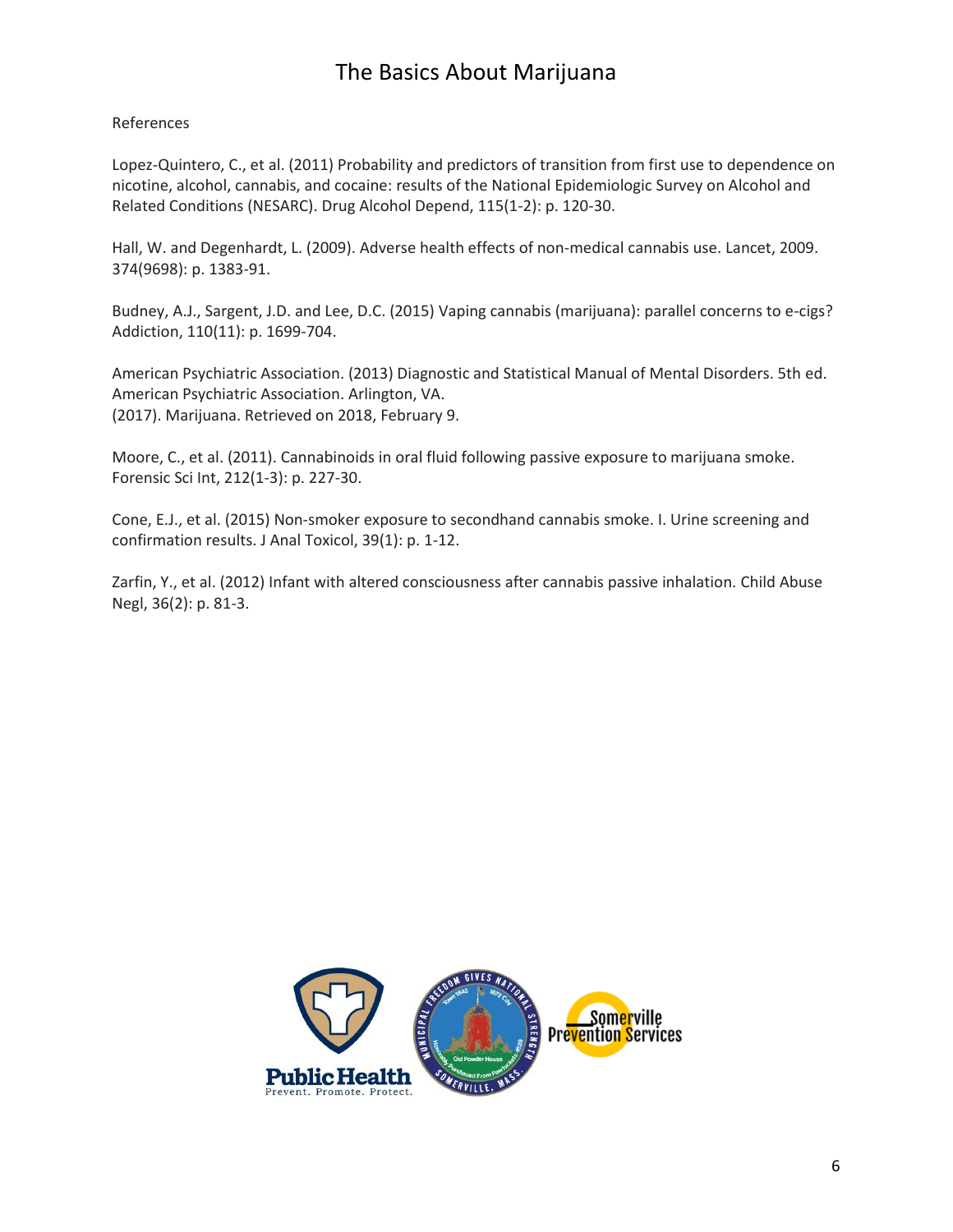References

Lopez-Quintero, C., et al. (2011) Probability and predictors of transition from first use to dependence on nicotine, alcohol, cannabis, and cocaine: results of the National Epidemiologic Survey on Alcohol and Related Conditions (NESARC). Drug Alcohol Depend, 115(1-2): p. 120-30.

Hall, W. and Degenhardt, L. (2009). Adverse health effects of non-medical cannabis use. Lancet, 2009. 374(9698): p. 1383-91.

Budney, A.J., Sargent, J.D. and Lee, D.C. (2015) Vaping cannabis (marijuana): parallel concerns to e-cigs? Addiction, 110(11): p. 1699-704.

American Psychiatric Association. (2013) Diagnostic and Statistical Manual of Mental Disorders. 5th ed. American Psychiatric Association. Arlington, VA.
(2017). Marijuana. Retrieved on 2018, February 9.

Moore, C., et al. (2011). Cannabinoids in oral fluid following passive exposure to marijuana smoke. Forensic Sci Int, 212(1-3): p. 227-30.

Cone, E.J., et al. (2015) Non-smoker exposure to secondhand cannabis smoke. I. Urine screening and confirmation results. J Anal Toxicol, 39(1): p. 1-12.

Zarfin, Y., et al. (2012) Infant with altered consciousness after cannabis passive inhalation. Child Abuse Negl, 36(2): p. 81-3.

Public Health
Prevent. Promote. Protect.

Somerville Prevention Services